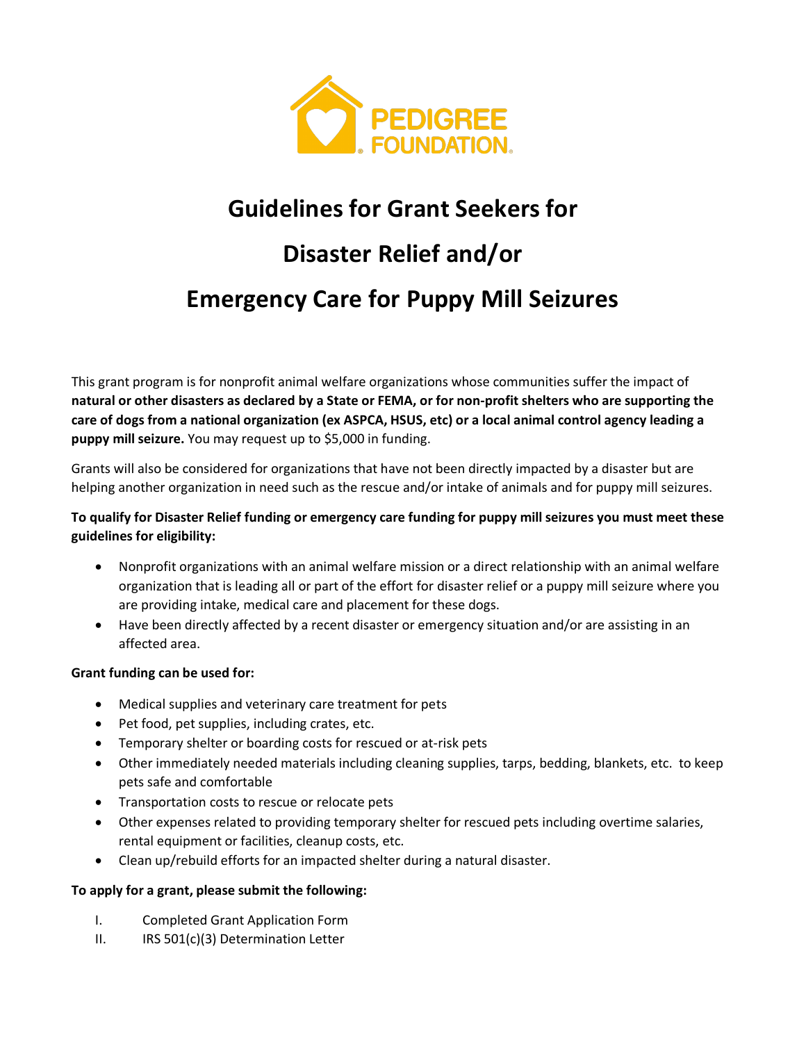PEDIGREE FOUNDATION

# Guidelines for Grant Seekers for

# Disaster Relief and/or

# Emergency Care for Puppy Mill Seizures

This grant program is for nonprofit animal welfare organizations whose communities suffer the impact of **natural or other disasters as declared by a State or FEMA, or for non-profit shelters who are supporting the care of dogs from a national organization (ex ASPCA, HSUS, etc) or a local animal control agency leading a puppy mill seizure.** You may request up to $5,000 in funding.

Grants will also be considered for organizations that have not been directly impacted by a disaster but are helping another organization in need such as the rescue and/or intake of animals and for puppy mill seizures.

**To qualify for Disaster Relief funding or emergency care funding for puppy mill seizures you must meet these guidelines for eligibility:**

- Nonprofit organizations with an animal welfare mission or a direct relationship with an animal welfare organization that is leading all or part of the effort for disaster relief or a puppy mill seizure where you are providing intake, medical care and placement for these dogs.
- Have been directly affected by a recent disaster or emergency situation and/or are assisting in an affected area.

**Grant funding can be used for:**

- Medical supplies and veterinary care treatment for pets
- Pet food, pet supplies, including crates, etc.
- Temporary shelter or boarding costs for rescued or at-risk pets
- Other immediately needed materials including cleaning supplies, tarps, bedding, blankets, etc. to keep pets safe and comfortable
- Transportation costs to rescue or relocate pets
- Other expenses related to providing temporary shelter for rescued pets including overtime salaries, rental equipment or facilities, cleanup costs, etc.
- Clean up/rebuild efforts for an impacted shelter during a natural disaster.

**To apply for a grant, please submit the following:**

I. Completed Grant Application Form
II. IRS 501(c)(3) Determination Letter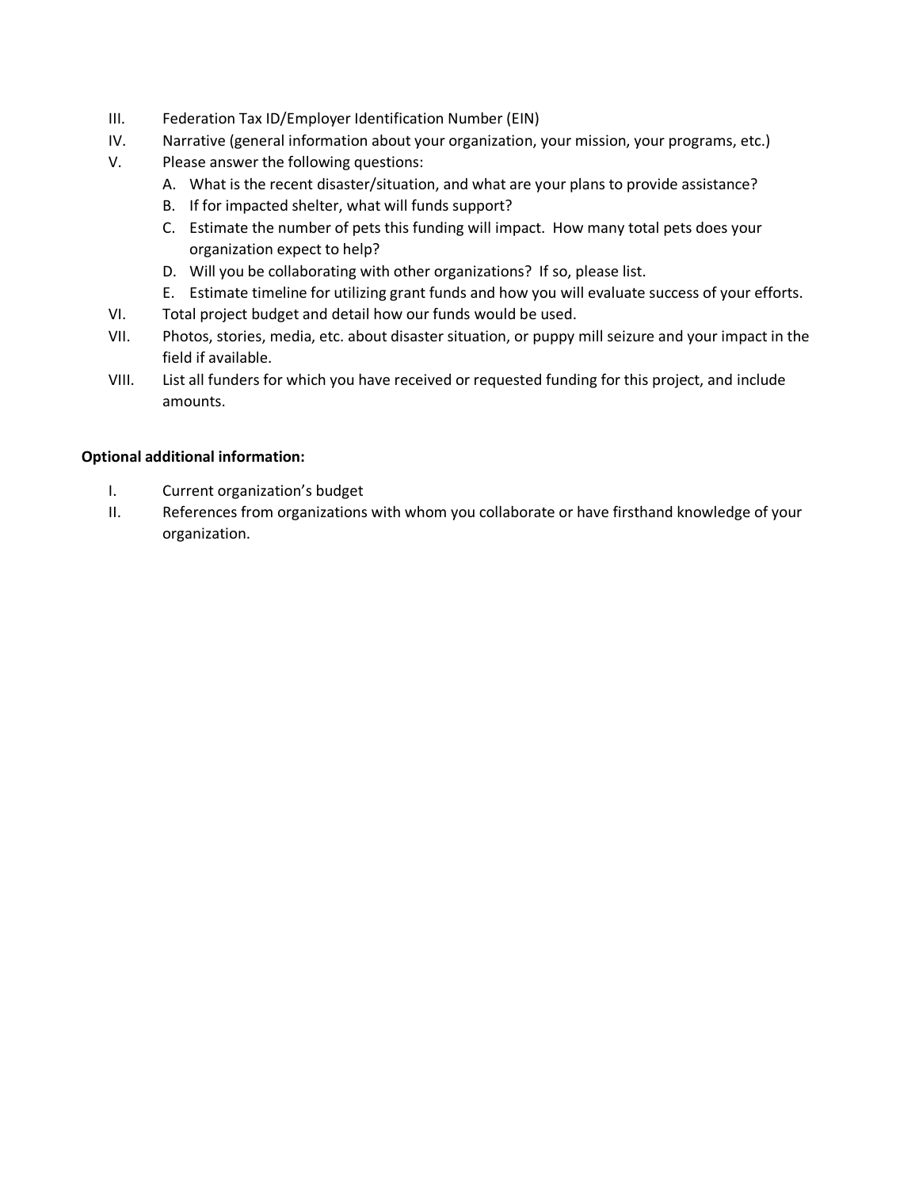III. Federation Tax ID/Employer Identification Number (EIN)

IV. Narrative (general information about your organization, your mission, your programs, etc.)

V. Please answer the following questions:

   A. What is the recent disaster/situation, and what are your plans to provide assistance?
   B. If for impacted shelter, what will funds support?
   C. Estimate the number of pets this funding will impact. How many total pets does your organization expect to help?
   D. Will you be collaborating with other organizations? If so, please list.
   E. Estimate timeline for utilizing grant funds and how you will evaluate success of your efforts.

VI. Total project budget and detail how our funds would be used.

VII. Photos, stories, media, etc. about disaster situation, or puppy mill seizure and your impact in the field if available.

VIII. List all funders for which you have received or requested funding for this project, and include amounts.

**Optional additional information:**

I. Current organization's budget

II. References from organizations with whom you collaborate or have firsthand knowledge of your organization.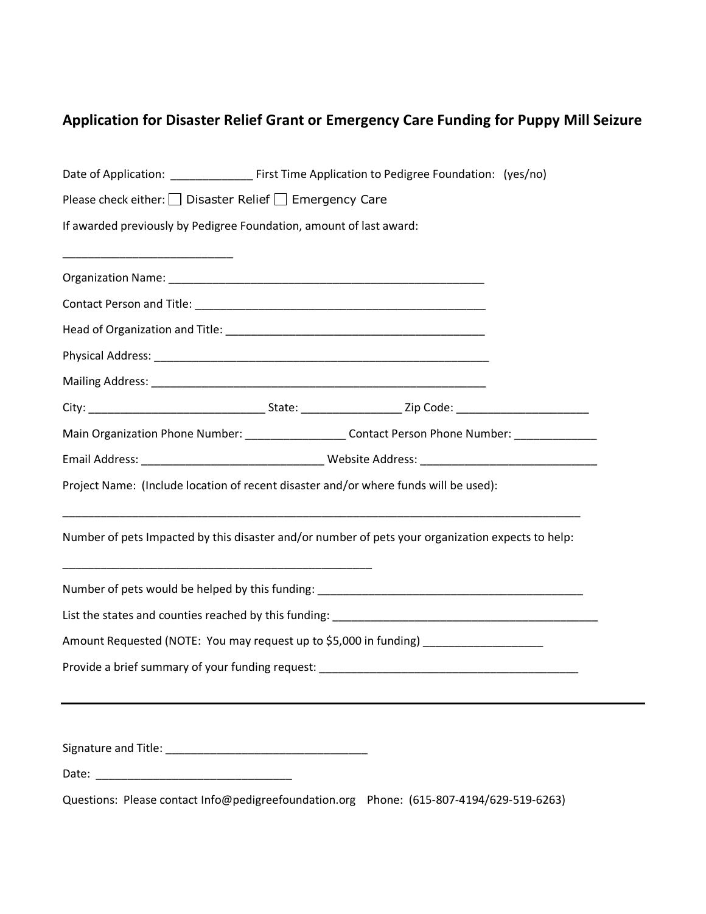## Application for Disaster Relief Grant or Emergency Care Funding for Puppy Mill Seizure

Date of Application: _____________ First Time Application to Pedigree Foundation: (yes/no)

Please check either: ☐ Disaster Relief ☐ Emergency Care

If awarded previously by Pedigree Foundation, amount of last award:

___________________________

Organization Name: ____________________________________________________

Contact Person and Title: _______________________________________________

Head of Organization and Title: __________________________________________

Physical Address: _____________________________________________________

Mailing Address: ______________________________________________________

City: ____________________________ State: ________________ Zip Code: _____________________

Main Organization Phone Number: ________________ Contact Person Phone Number: _____________

Email Address: _____________________________ Website Address: ____________________________

Project Name: (Include location of recent disaster and/or where funds will be used):

_____________________________________________________________________________________

Number of pets Impacted by this disaster and/or number of pets your organization expects to help:

__________________________________________________

Number of pets would be helped by this funding: ___________________________________________

List the states and counties reached by this funding: ___________________________________________

Amount Requested (NOTE: You may request up to $5,000 in funding) ___________________

Provide a brief summary of your funding request: __________________________________________

---

Signature and Title: ________________________________

Date: _______________________________

Questions: Please contact Info@pedigreefoundation.org Phone: (615-807-4194/629-519-6263)